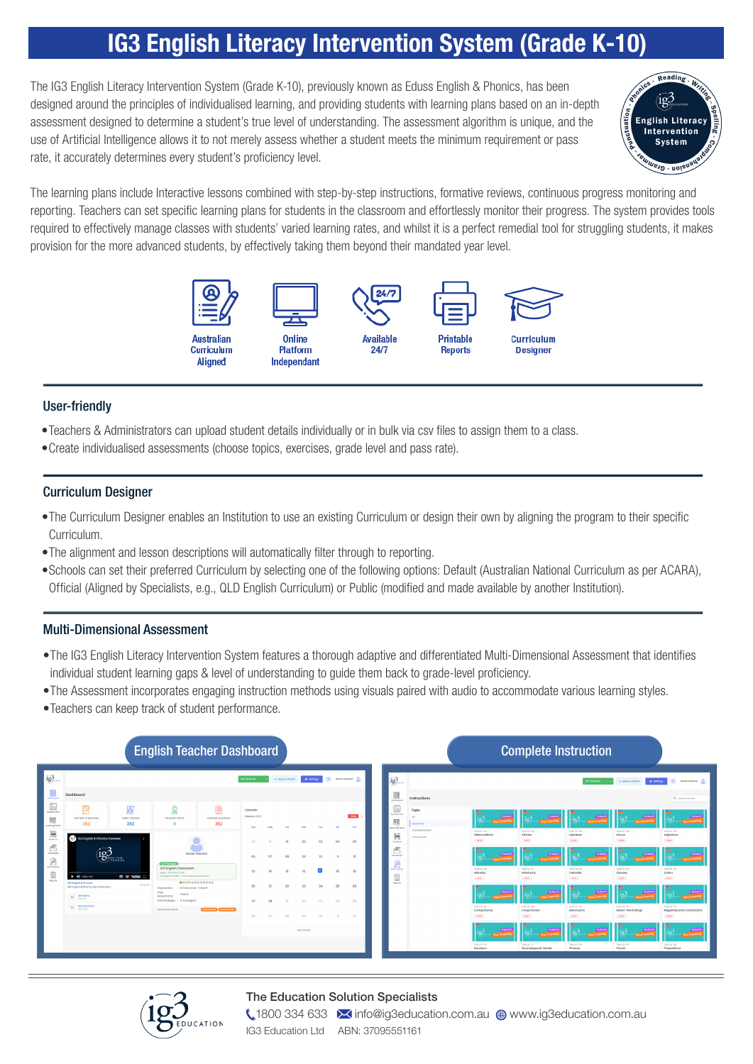# IG3 English Literacy Intervention System (Grade K-10)

The IG3 English Literacy Intervention System (Grade K-10), previously known as Eduss English & Phonics, has been designed around the principles of individualised learning, and providing students with learning plans based on an in-depth assessment designed to determine a student's true level of understanding. The assessment algorithm is unique, and the use of Artificial Intelligence allows it to not merely assess whether a student meets the minimum requirement or pass rate, it accurately determines every student's proficiency level.

The learning plans include Interactive lessons combined with step-by-step instructions, formative reviews, continuous progress monitoring and reporting. Teachers can set specific learning plans for students in the classroom and effortlessly monitor their progress. The system provides tools required to effectively manage classes with students' varied learning rates, and whilst it is a perfect remedial tool for struggling students, it makes provision for the more advanced students, by effectively taking them beyond their mandated year level.

Australian Curriculum Aligned | Online Platform Independant | Available 24/7 | Printable Reports | Curriculum Designer

## User-friendly

- Teachers & Administrators can upload student details individually or in bulk via csv files to assign them to a class.
- Create individualised assessments (choose topics, exercises, grade level and pass rate).

## Curriculum Designer

- The Curriculum Designer enables an Institution to use an existing Curriculum or design their own by aligning the program to their specific Curriculum.
- The alignment and lesson descriptions will automatically filter through to reporting.
- Schools can set their preferred Curriculum by selecting one of the following options: Default (Australian National Curriculum as per ACARA), Official (Aligned by Specialists, e.g., QLD English Curriculum) or Public (modified and made available by another Institution).

## Multi-Dimensional Assessment

- The IG3 English Literacy Intervention System features a thorough adaptive and differentiated Multi-Dimensional Assessment that identifies individual student learning gaps & level of understanding to guide them back to grade-level proficiency.
- The Assessment incorporates engaging instruction methods using visuals paired with audio to accommodate various learning styles.
- Teachers can keep track of student performance.

**English Teacher Dashboard**

**Complete Instruction**

**The Education Solution Specialists**

1800 334 633 | info@ig3education.com.au | www.ig3education.com.au

IG3 Education Ltd ABN: 37095551161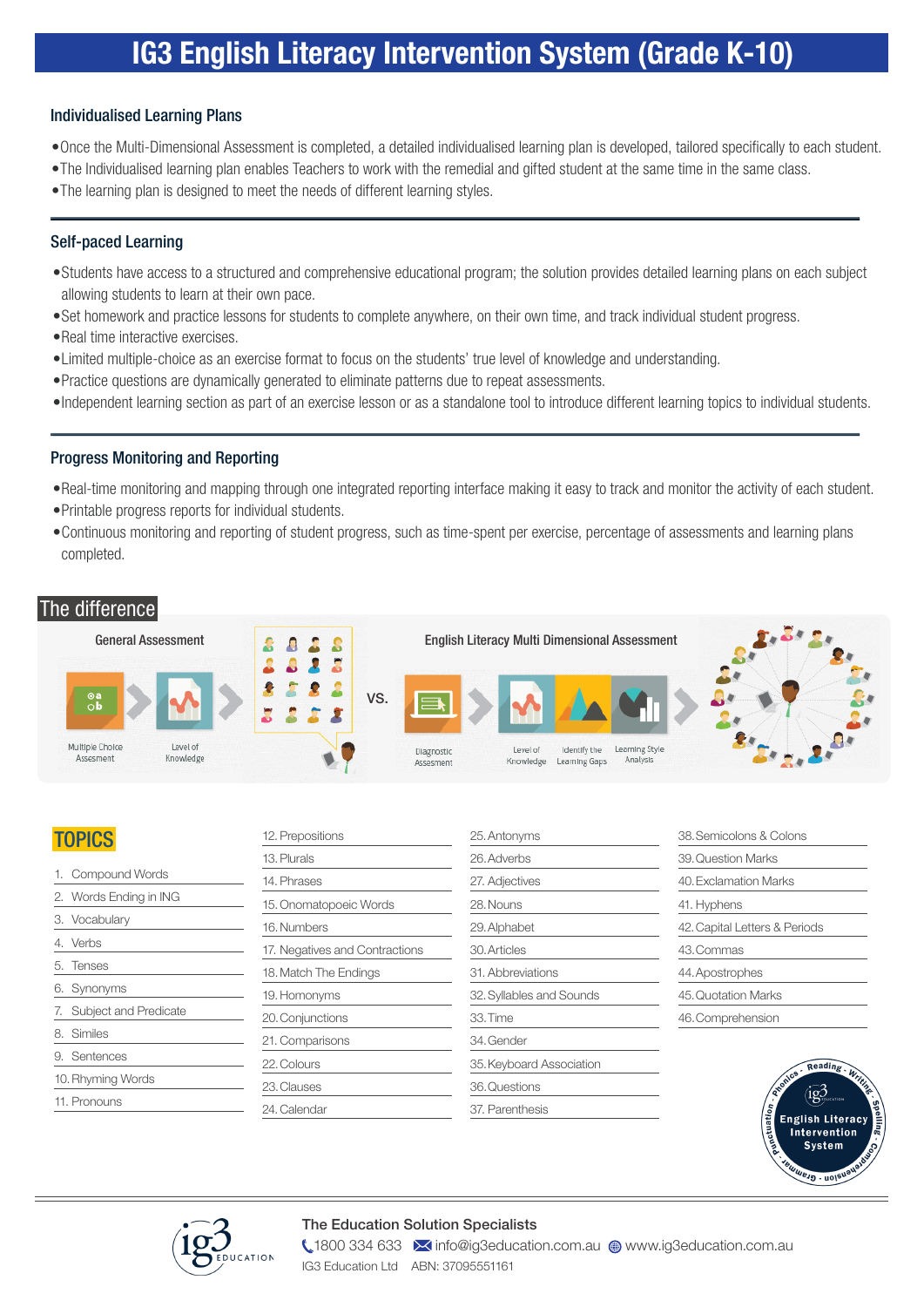# IG3 English Literacy Intervention System (Grade K-10)

## Individualised Learning Plans

- Once the Multi-Dimensional Assessment is completed, a detailed individualised learning plan is developed, tailored specifically to each student.
- The Individualised learning plan enables Teachers to work with the remedial and gifted student at the same time in the same class.
- The learning plan is designed to meet the needs of different learning styles.

## Self-paced Learning

- Students have access to a structured and comprehensive educational program; the solution provides detailed learning plans on each subject allowing students to learn at their own pace.
- Set homework and practice lessons for students to complete anywhere, on their own time, and track individual student progress.
- Real time interactive exercises.
- Limited multiple-choice as an exercise format to focus on the students' true level of knowledge and understanding.
- Practice questions are dynamically generated to eliminate patterns due to repeat assessments.
- Independent learning section as part of an exercise lesson or as a standalone tool to introduce different learning topics to individual students.

## Progress Monitoring and Reporting

- Real-time monitoring and mapping through one integrated reporting interface making it easy to track and monitor the activity of each student.
- Printable progress reports for individual students.
- Continuous monitoring and reporting of student progress, such as time-spent per exercise, percentage of assessments and learning plans completed.

## The difference

General Assessment

Multiple Choice Assesment

Level of Knowledge

VS.

English Literacy Multi Dimensional Assessment

Diagnostic Assesment

Level of Knowledge

Identify the Learning Gaps

Learning Style Analysis

## TOPICS

1. Compound Words
2. Words Ending in ING
3. Vocabulary
4. Verbs
5. Tenses
6. Synonyms
7. Subject and Predicate
8. Similes
9. Sentences
10. Rhyming Words
11. Pronouns
12. Prepositions
13. Plurals
14. Phrases
15. Onomatopoeic Words
16. Numbers
17. Negatives and Contractions
18. Match The Endings
19. Homonyms
20. Conjunctions
21. Comparisons
22. Colours
23. Clauses
24. Calendar
25. Antonyms
26. Adverbs
27. Adjectives
28. Nouns
29. Alphabet
30. Articles
31. Abbreviations
32. Syllables and Sounds
33. Time
34. Gender
35. Keyboard Association
36. Questions
37. Parenthesis
38. Semicolons & Colons
39. Question Marks
40. Exclamation Marks
41. Hyphens
42. Capital Letters & Periods
43. Commas
44. Apostrophes
45. Quotation Marks
46. Comprehension

ig3 Education — English Literacy Intervention System — Reading · Writing · Spelling · Comprehension · Grammar · Punctuation · Phonics

**The Education Solution Specialists**

1800 334 633 | info@ig3education.com.au | www.ig3education.com.au

IG3 Education Ltd ABN: 37095551161